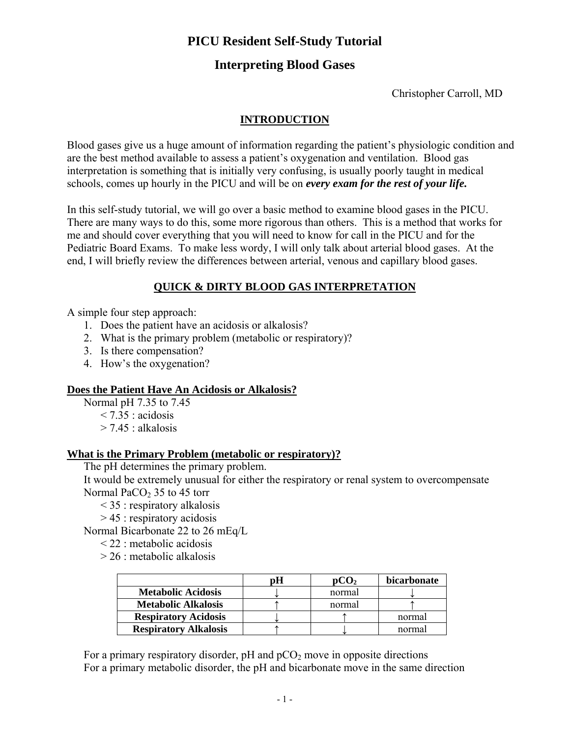# PICU Resident Self-Study Tutorial

# Interpreting Blood Gases

Christopher Carroll, MD

## INTRODUCTION

Blood gases give us a huge amount of information regarding the patient's physiologic condition and are the best method available to assess a patient's oxygenation and ventilation. Blood gas interpretation is something that is initially very confusing, is usually poorly taught in medical schools, comes up hourly in the PICU and will be on ***every exam for the rest of your life.***

In this self-study tutorial, we will go over a basic method to examine blood gases in the PICU. There are many ways to do this, some more rigorous than others. This is a method that works for me and should cover everything that you will need to know for call in the PICU and for the Pediatric Board Exams. To make less wordy, I will only talk about arterial blood gases. At the end, I will briefly review the differences between arterial, venous and capillary blood gases.

## QUICK & DIRTY BLOOD GAS INTERPRETATION

A simple four step approach:

1. Does the patient have an acidosis or alkalosis?
2. What is the primary problem (metabolic or respiratory)?
3. Is there compensation?
4. How's the oxygenation?

### Does the Patient Have An Acidosis or Alkalosis?

Normal pH 7.35 to 7.45
- < 7.35 : acidosis
- > 7.45 : alkalosis

### What is the Primary Problem (metabolic or respiratory)?

The pH determines the primary problem.

It would be extremely unusual for either the respiratory or renal system to overcompensate

Normal $PaCO_2$ 35 to 45 torr
- < 35 : respiratory alkalosis
- > 45 : respiratory acidosis

Normal Bicarbonate 22 to 26 mEq/L
- < 22 : metabolic acidosis
- > 26 : metabolic alkalosis

| | pH | $pCO_2$ | bicarbonate |
|---|---|---|---|
| **Metabolic Acidosis** | ↓ | normal | ↓ |
| **Metabolic Alkalosis** | ↑ | normal | ↑ |
| **Respiratory Acidosis** | ↓ | ↑ | normal |
| **Respiratory Alkalosis** | ↑ | ↓ | normal |

For a primary respiratory disorder, pH and $pCO_2$ move in opposite directions

For a primary metabolic disorder, the pH and bicarbonate move in the same direction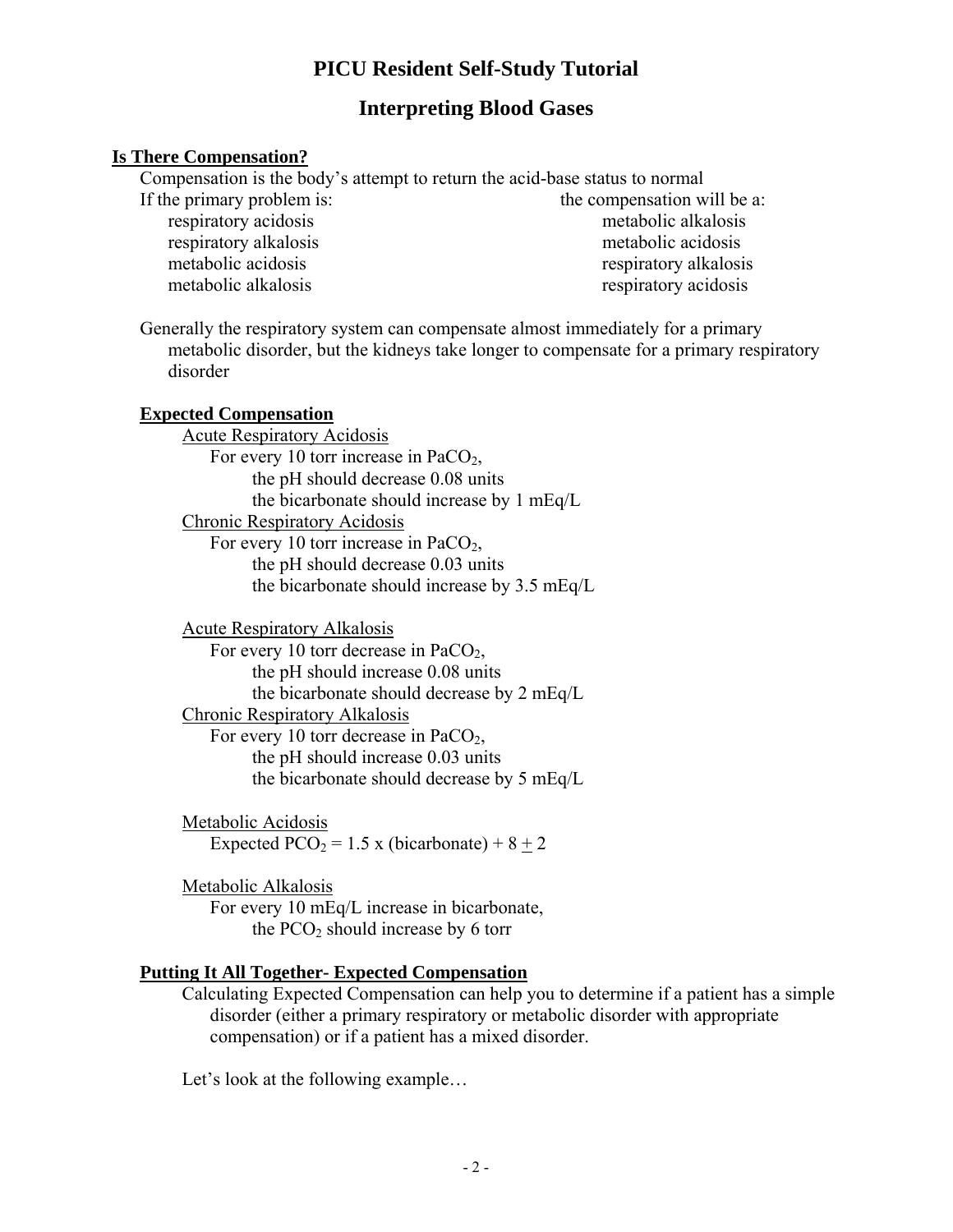# PICU Resident Self-Study Tutorial

## Interpreting Blood Gases

### **Is There Compensation?**

Compensation is the body's attempt to return the acid-base status to normal

| If the primary problem is: | the compensation will be a: |
|---|---|
| respiratory acidosis | metabolic alkalosis |
| respiratory alkalosis | metabolic acidosis |
| metabolic acidosis | respiratory alkalosis |
| metabolic alkalosis | respiratory acidosis |

Generally the respiratory system can compensate almost immediately for a primary metabolic disorder, but the kidneys take longer to compensate for a primary respiratory disorder

#### **Expected Compensation**

Acute Respiratory Acidosis

For every 10 torr increase in $PaCO_2$,
- the pH should decrease 0.08 units
- the bicarbonate should increase by 1 mEq/L

Chronic Respiratory Acidosis

For every 10 torr increase in $PaCO_2$,
- the pH should decrease 0.03 units
- the bicarbonate should increase by 3.5 mEq/L

Acute Respiratory Alkalosis

For every 10 torr decrease in $PaCO_2$,
- the pH should increase 0.08 units
- the bicarbonate should decrease by 2 mEq/L

Chronic Respiratory Alkalosis

For every 10 torr decrease in $PaCO_2$,
- the pH should increase 0.03 units
- the bicarbonate should decrease by 5 mEq/L

Metabolic Acidosis

Expected $PCO_2 = 1.5 \times (\text{bicarbonate}) + 8 \pm 2$

Metabolic Alkalosis

For every 10 mEq/L increase in bicarbonate,
- the $PCO_2$ should increase by 6 torr

#### **Putting It All Together- Expected Compensation**

Calculating Expected Compensation can help you to determine if a patient has a simple disorder (either a primary respiratory or metabolic disorder with appropriate compensation) or if a patient has a mixed disorder.

Let's look at the following example…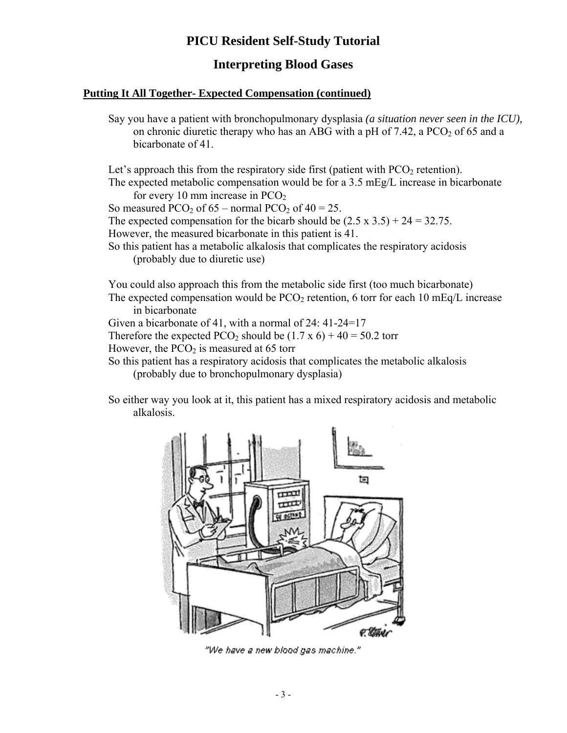# PICU Resident Self-Study Tutorial

## Interpreting Blood Gases

**Putting It All Together- Expected Compensation (continued)**

Say you have a patient with bronchopulmonary dysplasia *(a situation never seen in the ICU)*, on chronic diuretic therapy who has an ABG with a pH of 7.42, a $PCO_2$ of 65 and a bicarbonate of 41.

Let's approach this from the respiratory side first (patient with $PCO_2$ retention).
The expected metabolic compensation would be for a 3.5 mEg/L increase in bicarbonate for every 10 mm increase in $PCO_2$
So measured $PCO_2$ of 65 – normal $PCO_2$ of 40 = 25.
The expected compensation for the bicarb should be $(2.5 \times 3.5) + 24 = 32.75$.
However, the measured bicarbonate in this patient is 41.
So this patient has a metabolic alkalosis that complicates the respiratory acidosis (probably due to diuretic use)

You could also approach this from the metabolic side first (too much bicarbonate)
The expected compensation would be $PCO_2$ retention, 6 torr for each 10 mEq/L increase in bicarbonate
Given a bicarbonate of 41, with a normal of 24: 41-24=17
Therefore the expected $PCO_2$ should be $(1.7 \times 6) + 40 = 50.2$ torr
However, the $PCO_2$ is measured at 65 torr
So this patient has a respiratory acidosis that complicates the metabolic alkalosis (probably due to bronchopulmonary dysplasia)

So either way you look at it, this patient has a mixed respiratory acidosis and metabolic alkalosis.

"We have a new blood gas machine."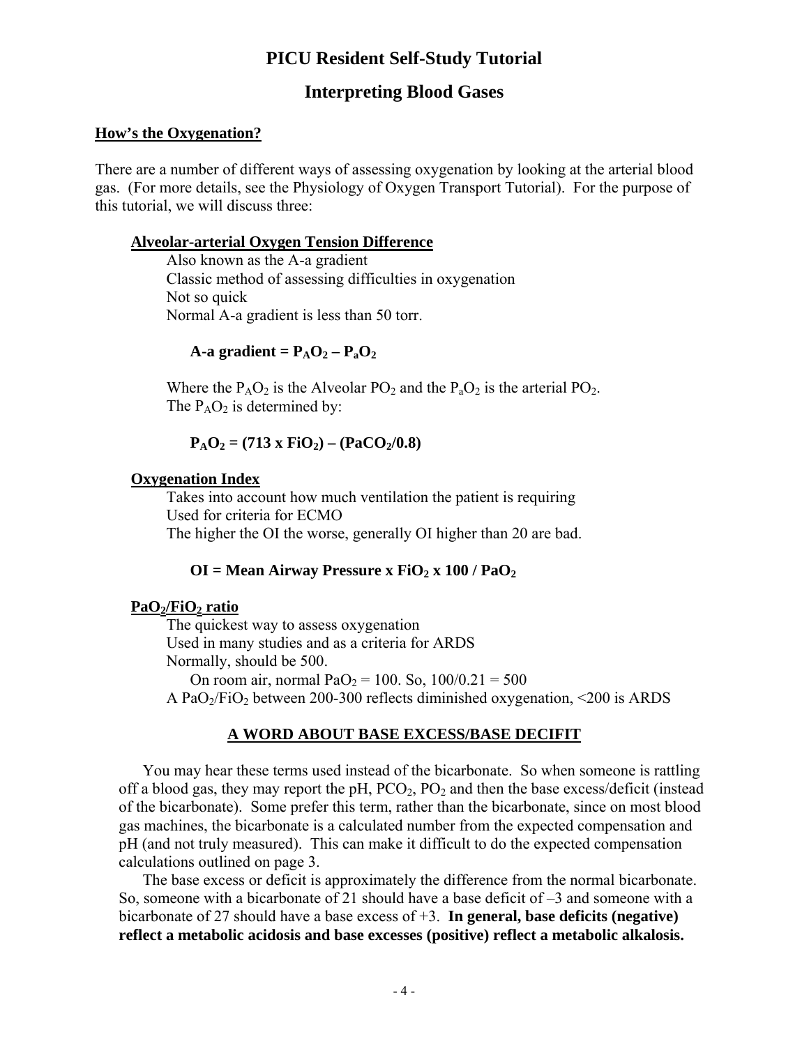# PICU Resident Self-Study Tutorial

## Interpreting Blood Gases

### How's the Oxygenation?

There are a number of different ways of assessing oxygenation by looking at the arterial blood gas. (For more details, see the Physiology of Oxygen Transport Tutorial). For the purpose of this tutorial, we will discuss three:

#### Alveolar-arterial Oxygen Tension Difference

Also known as the A-a gradient
Classic method of assessing difficulties in oxygenation
Not so quick
Normal A-a gradient is less than 50 torr.

$$\textbf{A-a gradient} = P_AO_2 - P_aO_2$$

Where the $P_AO_2$ is the Alveolar $PO_2$ and the $P_aO_2$ is the arterial $PO_2$.
The $P_AO_2$ is determined by:

$$P_AO_2 = (713 \times FiO_2) - (PaCO_2/0.8)$$

#### Oxygenation Index

Takes into account how much ventilation the patient is requiring
Used for criteria for ECMO
The higher the OI the worse, generally OI higher than 20 are bad.

$$\text{OI} = \text{Mean Airway Pressure} \times FiO_2 \times 100 / PaO_2$$

#### $PaO_2/FiO_2$ ratio

The quickest way to assess oxygenation
Used in many studies and as a criteria for ARDS
Normally, should be 500.
On room air, normal $PaO_2 = 100$. So, $100/0.21 = 500$
A $PaO_2/FiO_2$ between 200-300 reflects diminished oxygenation, <200 is ARDS

### A WORD ABOUT BASE EXCESS/BASE DECIFIT

You may hear these terms used instead of the bicarbonate. So when someone is rattling off a blood gas, they may report the pH, $PCO_2$, $PO_2$ and then the base excess/deficit (instead of the bicarbonate). Some prefer this term, rather than the bicarbonate, since on most blood gas machines, the bicarbonate is a calculated number from the expected compensation and pH (and not truly measured). This can make it difficult to do the expected compensation calculations outlined on page 3.

The base excess or deficit is approximately the difference from the normal bicarbonate. So, someone with a bicarbonate of 21 should have a base deficit of –3 and someone with a bicarbonate of 27 should have a base excess of +3. **In general, base deficits (negative) reflect a metabolic acidosis and base excesses (positive) reflect a metabolic alkalosis.**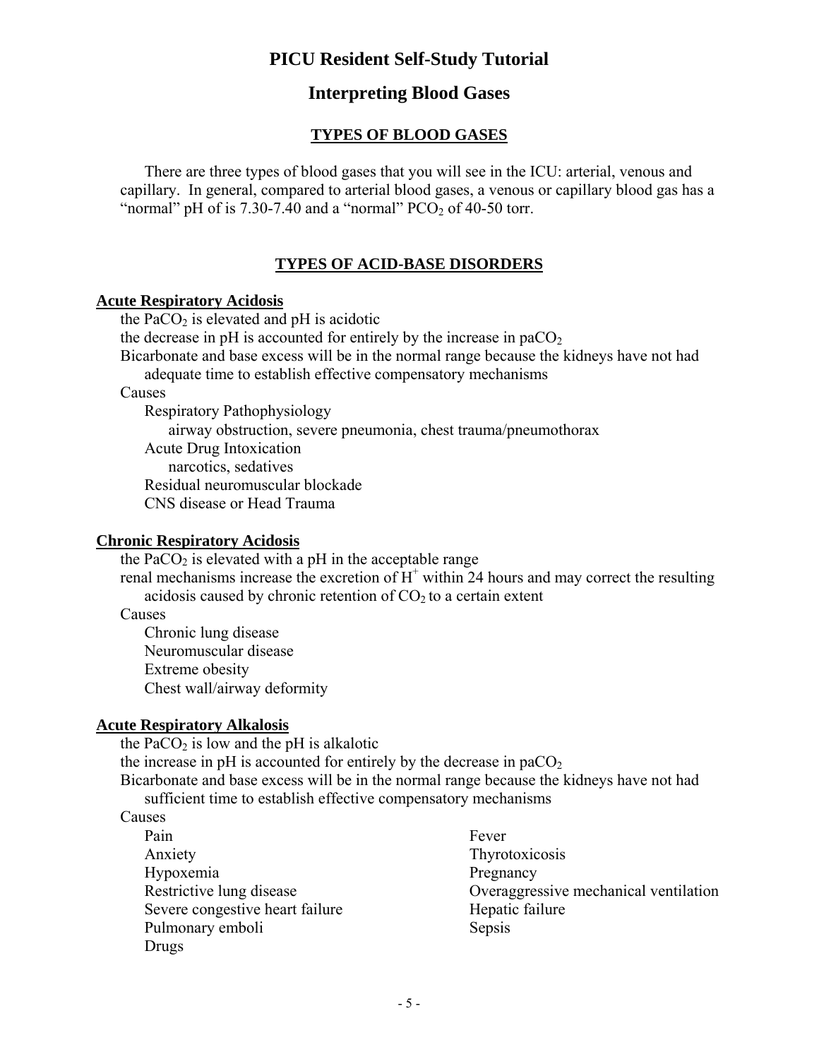# PICU Resident Self-Study Tutorial

## Interpreting Blood Gases

### TYPES OF BLOOD GASES

There are three types of blood gases that you will see in the ICU: arterial, venous and capillary. In general, compared to arterial blood gases, a venous or capillary blood gas has a "normal" pH of is 7.30-7.40 and a "normal" $PCO_2$ of 40-50 torr.

### TYPES OF ACID-BASE DISORDERS

**Acute Respiratory Acidosis**

- the $PaCO_2$ is elevated and pH is acidotic
- the decrease in pH is accounted for entirely by the increase in $paCO_2$
- Bicarbonate and base excess will be in the normal range because the kidneys have not had adequate time to establish effective compensatory mechanisms
- Causes
  - Respiratory Pathophysiology
    - airway obstruction, severe pneumonia, chest trauma/pneumothorax
  - Acute Drug Intoxication
    - narcotics, sedatives
  - Residual neuromuscular blockade
  - CNS disease or Head Trauma

**Chronic Respiratory Acidosis**

- the $PaCO_2$ is elevated with a pH in the acceptable range
- renal mechanisms increase the excretion of $H^+$ within 24 hours and may correct the resulting acidosis caused by chronic retention of $CO_2$ to a certain extent
- Causes
  - Chronic lung disease
  - Neuromuscular disease
  - Extreme obesity
  - Chest wall/airway deformity

**Acute Respiratory Alkalosis**

- the $PaCO_2$ is low and the pH is alkalotic
- the increase in pH is accounted for entirely by the decrease in $paCO_2$
- Bicarbonate and base excess will be in the normal range because the kidneys have not had sufficient time to establish effective compensatory mechanisms
- Causes
  - Pain
  - Anxiety
  - Hypoxemia
  - Restrictive lung disease
  - Severe congestive heart failure
  - Pulmonary emboli
  - Drugs
  - Fever
  - Thyrotoxicosis
  - Pregnancy
  - Overaggressive mechanical ventilation
  - Hepatic failure
  - Sepsis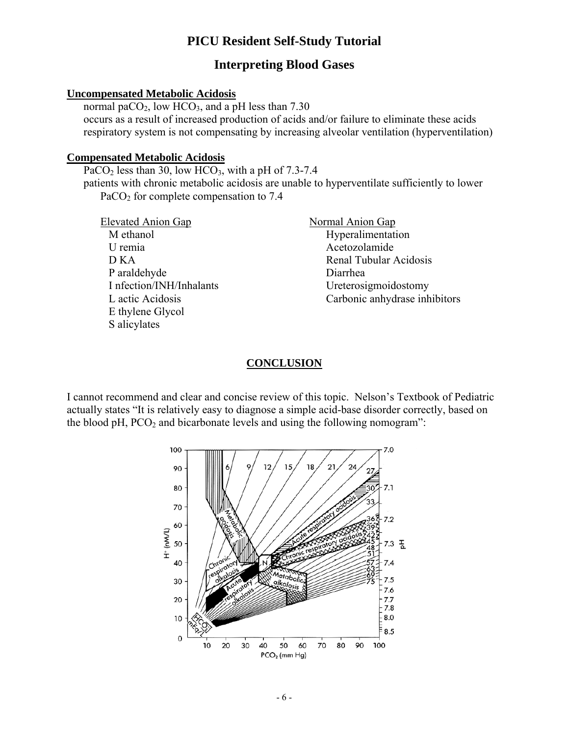## PICU Resident Self-Study Tutorial

## Interpreting Blood Gases

**Uncompensated Metabolic Acidosis**

normal $paCO_2$, low $HCO_3$, and a pH less than 7.30
occurs as a result of increased production of acids and/or failure to eliminate these acids
respiratory system is not compensating by increasing alveolar ventilation (hyperventilation)

**Compensated Metabolic Acidosis**

$PaCO_2$ less than 30, low $HCO_3$, with a pH of 7.3-7.4
patients with chronic metabolic acidosis are unable to hyperventilate sufficiently to lower $PaCO_2$ for complete compensation to 7.4

Elevated Anion Gap

- M ethanol
- U remia
- D KA
- P araldehyde
- I nfection/INH/Inhalants
- L actic Acidosis
- E thylene Glycol
- S alicylates

Normal Anion Gap

- Hyperalimentation
- Acetozolamide
- Renal Tubular Acidosis
- Diarrhea
- Ureterosigmoidostomy
- Carbonic anhydrase inhibitors

### CONCLUSION

I cannot recommend and clear and concise review of this topic. Nelson's Textbook of Pediatric actually states "It is relatively easy to diagnose a simple acid-base disorder correctly, based on the blood pH, $PCO_2$ and bicarbonate levels and using the following nomogram":

H+ (nM/L)
100
90
80
70
60
50
40
30
20
10
0

pH
7.0
7.1
7.2
7.3
7.4
7.5
7.6
7.7
7.8
8.0
8.5

$PCO_2$ (mm Hg)
10 20 30 40 50 60 70 80 90 100

HCO3 mEq/L
6 9 12 15 18 21 24 27 30 33 36 39 42 45 48 51 57 63 69 75

Metabolic acidosis
Acute respiratory acidosis
Chronic respiratory acidosis
N
Chronic respiratory alkalosis
Acute respiratory alkalosis
Metabolic alkalosis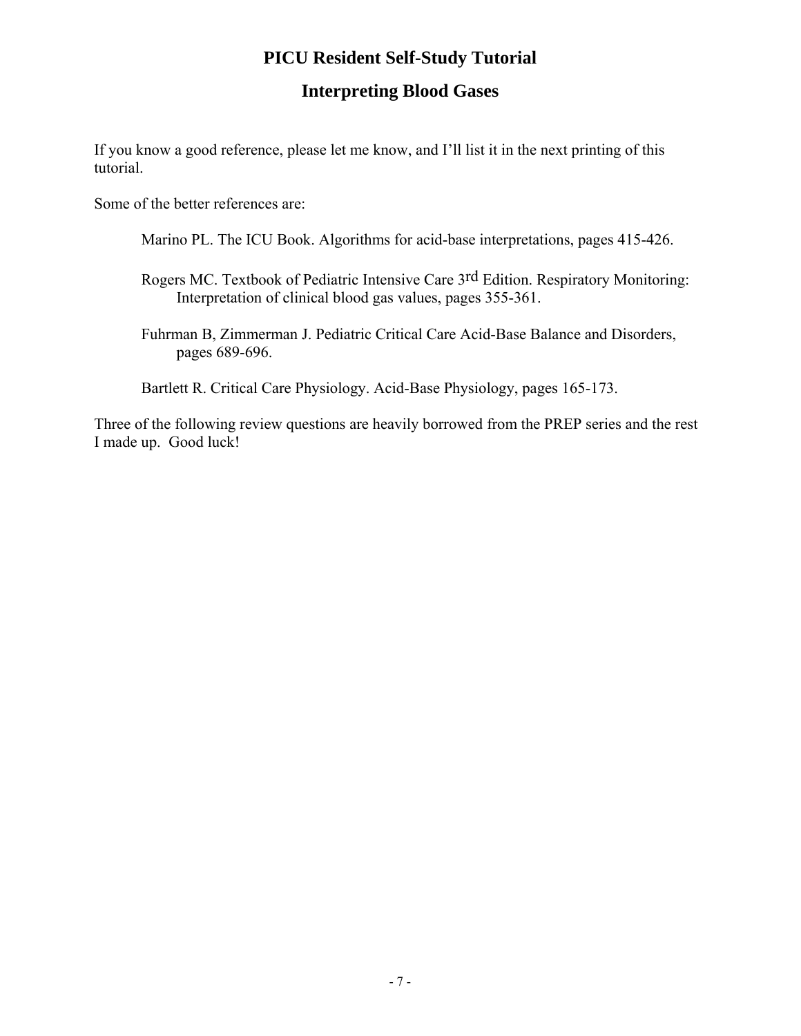# PICU Resident Self-Study Tutorial

## Interpreting Blood Gases

If you know a good reference, please let me know, and I'll list it in the next printing of this tutorial.

Some of the better references are:

> Marino PL. The ICU Book. Algorithms for acid-base interpretations, pages 415-426.
>
> Rogers MC. Textbook of Pediatric Intensive Care 3rd Edition. Respiratory Monitoring: Interpretation of clinical blood gas values, pages 355-361.
>
> Fuhrman B, Zimmerman J. Pediatric Critical Care Acid-Base Balance and Disorders, pages 689-696.
>
> Bartlett R. Critical Care Physiology. Acid-Base Physiology, pages 165-173.

Three of the following review questions are heavily borrowed from the PREP series and the rest I made up. Good luck!